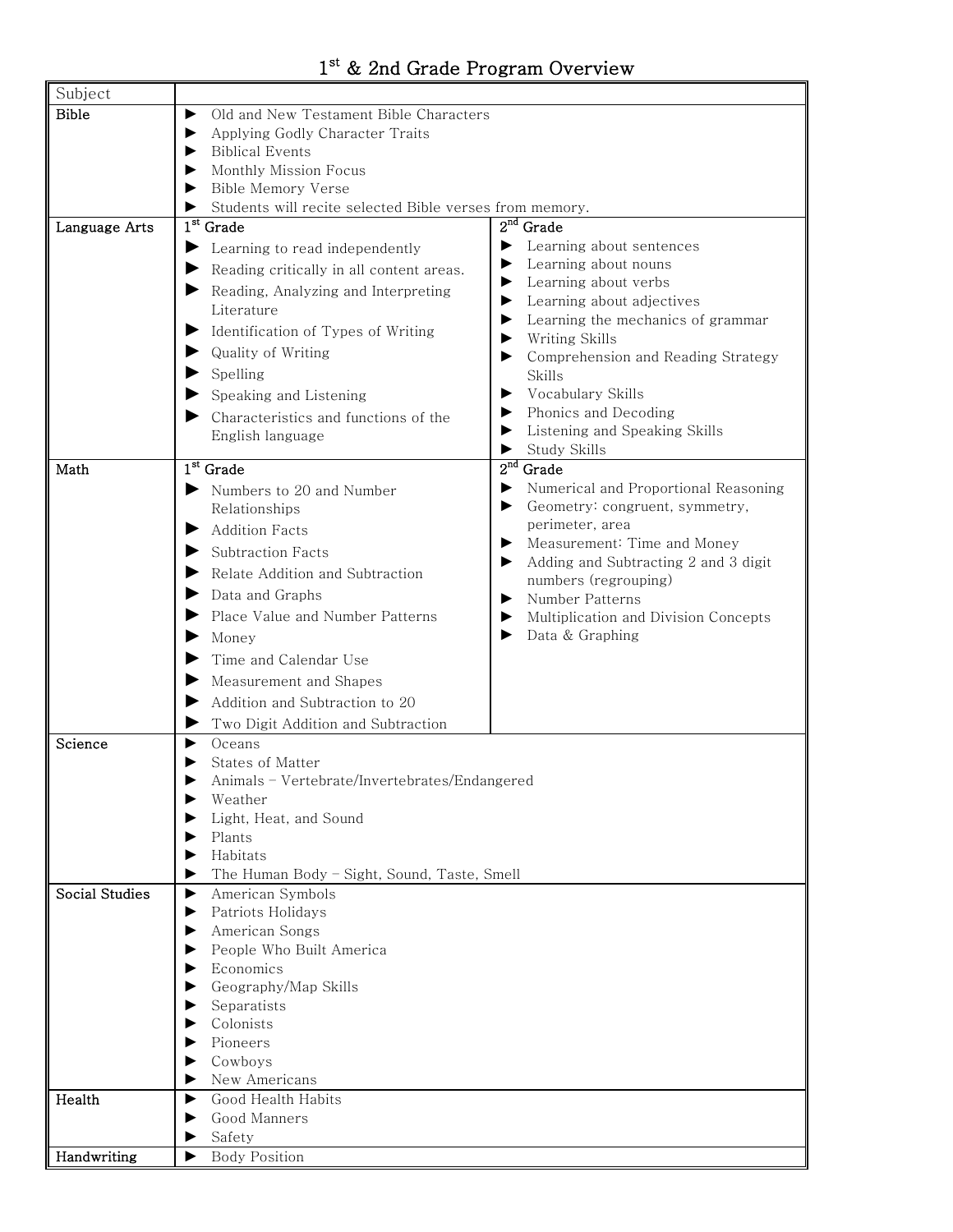# 1st & 2nd Grade Program Overview

| Subject | | |
|---|---|---|
| **Bible** | ► Old and New Testament Bible Characters<br>► Applying Godly Character Traits<br>► Biblical Events<br>► Monthly Mission Focus<br>► Bible Memory Verse<br>► Students will recite selected Bible verses from memory. | |
| **Language Arts** | 1st Grade<br>► Learning to read independently<br>► Reading critically in all content areas.<br>► Reading, Analyzing and Interpreting Literature<br>► Identification of Types of Writing<br>► Quality of Writing<br>► Spelling<br>► Speaking and Listening<br>► Characteristics and functions of the English language | 2nd Grade<br>► Learning about sentences<br>► Learning about nouns<br>► Learning about verbs<br>► Learning about adjectives<br>► Learning the mechanics of grammar<br>► Writing Skills<br>► Comprehension and Reading Strategy Skills<br>► Vocabulary Skills<br>► Phonics and Decoding<br>► Listening and Speaking Skills<br>► Study Skills |
| **Math** | 1st Grade<br>► Numbers to 20 and Number Relationships<br>► Addition Facts<br>► Subtraction Facts<br>► Relate Addition and Subtraction<br>► Data and Graphs<br>► Place Value and Number Patterns<br>► Money<br>► Time and Calendar Use<br>► Measurement and Shapes<br>► Addition and Subtraction to 20<br>► Two Digit Addition and Subtraction | 2nd Grade<br>► Numerical and Proportional Reasoning<br>► Geometry: congruent, symmetry, perimeter, area<br>► Measurement: Time and Money<br>► Adding and Subtracting 2 and 3 digit numbers (regrouping)<br>► Number Patterns<br>► Multiplication and Division Concepts<br>► Data & Graphing |
| **Science** | ► Oceans<br>► States of Matter<br>► Animals – Vertebrate/Invertebrates/Endangered<br>► Weather<br>► Light, Heat, and Sound<br>► Plants<br>► Habitats<br>► The Human Body – Sight, Sound, Taste, Smell | |
| **Social Studies** | ► American Symbols<br>► Patriots Holidays<br>► American Songs<br>► People Who Built America<br>► Economics<br>► Geography/Map Skills<br>► Separatists<br>► Colonists<br>► Pioneers<br>► Cowboys<br>► New Americans | |
| **Health** | ► Good Health Habits<br>► Good Manners<br>► Safety | |
| **Handwriting** | ► Body Position | |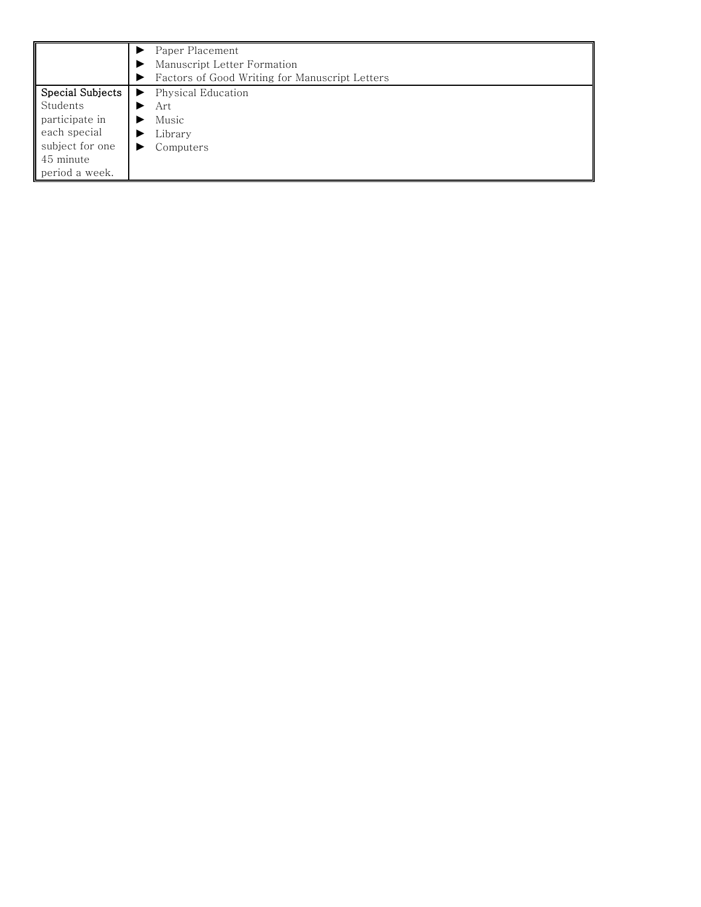| | |
|---|---|
| | ► Paper Placement<br>► Manuscript Letter Formation<br>► Factors of Good Writing for Manuscript Letters |
| **Special Subjects**<br>Students participate in each special subject for one 45 minute period a week. | ► Physical Education<br>► Art<br>► Music<br>► Library<br>► Computers |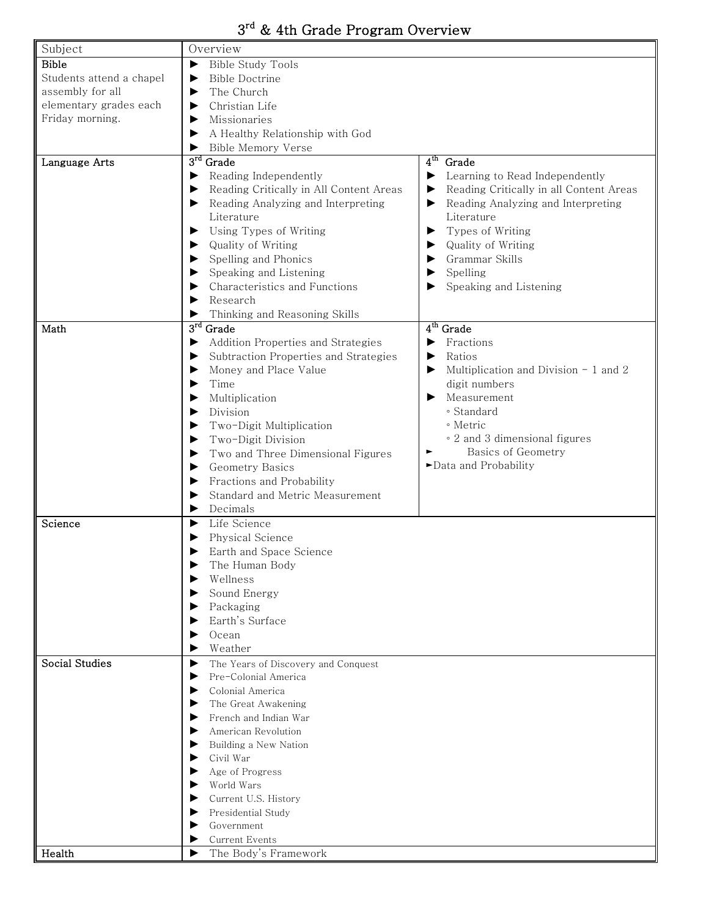# 3rd & 4th Grade Program Overview

<table>
<tr><th>Subject</th><th colspan="2">Overview</th></tr>
<tr><td><b>Bible</b><br>Students attend a chapel assembly for all elementary grades each Friday morning.</td><td colspan="2">► Bible Study Tools<br>► Bible Doctrine<br>► The Church<br>► Christian Life<br>► Missionaries<br>► A Healthy Relationship with God<br>► Bible Memory Verse</td></tr>
<tr><td><b>Language Arts</b></td><td>3rd Grade<br>► Reading Independently<br>► Reading Critically in All Content Areas<br>► Reading Analyzing and Interpreting Literature<br>► Using Types of Writing<br>► Quality of Writing<br>► Spelling and Phonics<br>► Speaking and Listening<br>► Characteristics and Functions<br>► Research<br>► Thinking and Reasoning Skills</td><td>4th Grade<br>► Learning to Read Independently<br>► Reading Critically in all Content Areas<br>► Reading Analyzing and Interpreting Literature<br>► Types of Writing<br>► Quality of Writing<br>► Grammar Skills<br>► Spelling<br>► Speaking and Listening</td></tr>
<tr><td><b>Math</b></td><td>3rd Grade<br>► Addition Properties and Strategies<br>► Subtraction Properties and Strategies<br>► Money and Place Value<br>► Time<br>► Multiplication<br>► Division<br>► Two-Digit Multiplication<br>► Two-Digit Division<br>► Two and Three Dimensional Figures<br>► Geometry Basics<br>► Fractions and Probability<br>► Standard and Metric Measurement<br>► Decimals</td><td>4th Grade<br>► Fractions<br>► Ratios<br>► Multiplication and Division - 1 and 2 digit numbers<br>► Measurement<br>◦ Standard<br>◦ Metric<br>◦ 2 and 3 dimensional figures<br>► Basics of Geometry<br>►Data and Probability</td></tr>
<tr><td><b>Science</b></td><td colspan="2">► Life Science<br>► Physical Science<br>► Earth and Space Science<br>► The Human Body<br>► Wellness<br>► Sound Energy<br>► Packaging<br>► Earth's Surface<br>► Ocean<br>► Weather</td></tr>
<tr><td><b>Social Studies</b></td><td colspan="2">► The Years of Discovery and Conquest<br>► Pre-Colonial America<br>► Colonial America<br>► The Great Awakening<br>► French and Indian War<br>► American Revolution<br>► Building a New Nation<br>► Civil War<br>► Age of Progress<br>► World Wars<br>► Current U.S. History<br>► Presidential Study<br>► Government<br>► Current Events</td></tr>
<tr><td><b>Health</b></td><td colspan="2">► The Body's Framework</td></tr>
</table>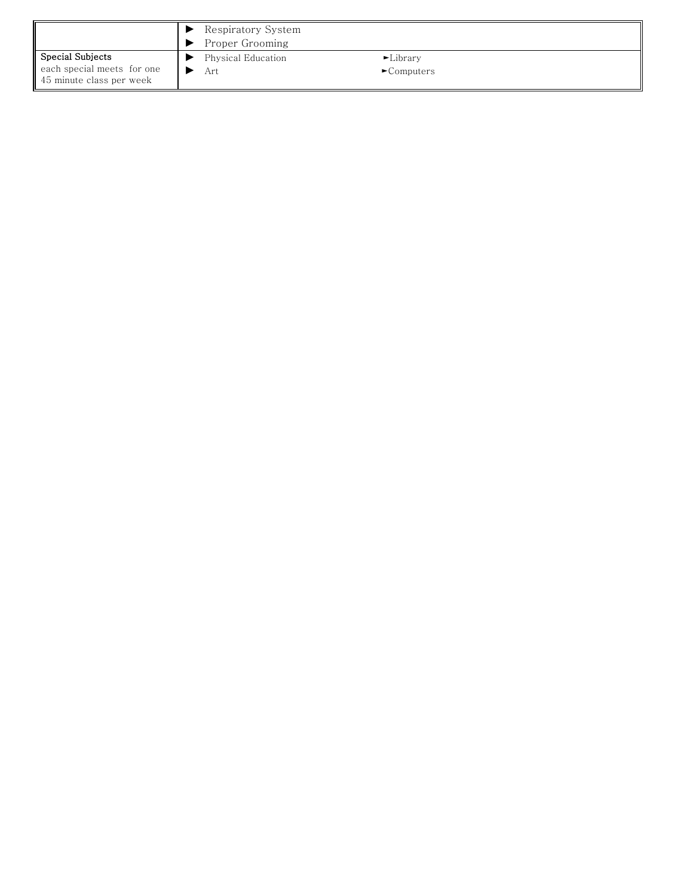| | |
|---|---|
| | ► Respiratory System<br>► Proper Grooming |
| **Special Subjects**<br>each special meets for one 45 minute class per week | ► Physical Education ►Library<br>► Art ►Computers |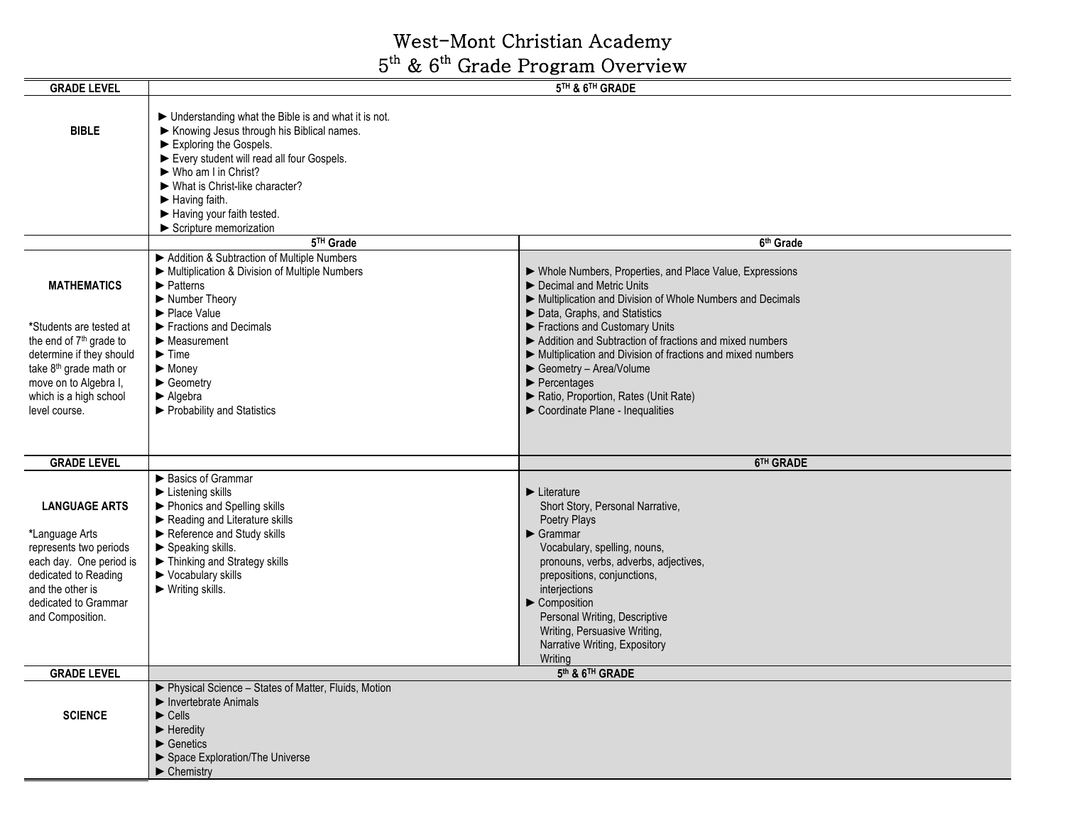# West-Mont Christian Academy
## 5th & 6th Grade Program Overview

| GRADE LEVEL | 5TH & 6TH GRADE | |
|---|---|---|
| **BIBLE** | ► Understanding what the Bible is and what it is not.<br>► Knowing Jesus through his Biblical names.<br>► Exploring the Gospels.<br>► Every student will read all four Gospels.<br>► Who am I in Christ?<br>► What is Christ-like character?<br>► Having faith.<br>► Having your faith tested.<br>► Scripture memorization | |
| | **5TH Grade** | **6th Grade** |
| **MATHEMATICS**<br><br>*Students are tested at the end of 7th grade to determine if they should take 8th grade math or move on to Algebra I, which is a high school level course. | ► Addition & Subtraction of Multiple Numbers<br>► Multiplication & Division of Multiple Numbers<br>► Patterns<br>► Number Theory<br>► Place Value<br>► Fractions and Decimals<br>► Measurement<br>► Time<br>► Money<br>► Geometry<br>► Algebra<br>► Probability and Statistics | ► Whole Numbers, Properties, and Place Value, Expressions<br>► Decimal and Metric Units<br>► Multiplication and Division of Whole Numbers and Decimals<br>► Data, Graphs, and Statistics<br>► Fractions and Customary Units<br>► Addition and Subtraction of fractions and mixed numbers<br>► Multiplication and Division of fractions and mixed numbers<br>► Geometry – Area/Volume<br>► Percentages<br>► Ratio, Proportion, Rates (Unit Rate)<br>► Coordinate Plane - Inequalities |
| **GRADE LEVEL** | | **6TH GRADE** |
| **LANGUAGE ARTS**<br><br>*Language Arts represents two periods each day. One period is dedicated to Reading and the other is dedicated to Grammar and Composition. | ► Basics of Grammar<br>► Listening skills<br>► Phonics and Spelling skills<br>► Reading and Literature skills<br>► Reference and Study skills<br>► Speaking skills.<br>► Thinking and Strategy skills<br>► Vocabulary skills<br>► Writing skills. | ► Literature<br>Short Story, Personal Narrative, Poetry Plays<br>► Grammar<br>Vocabulary, spelling, nouns, pronouns, verbs, adverbs, adjectives, prepositions, conjunctions, interjections<br>► Composition<br>Personal Writing, Descriptive Writing, Persuasive Writing, Narrative Writing, Expository Writing |
| **GRADE LEVEL** | **5th & 6TH GRADE** | |
| **SCIENCE** | ► Physical Science – States of Matter, Fluids, Motion<br>► Invertebrate Animals<br>► Cells<br>► Heredity<br>► Genetics<br>► Space Exploration/The Universe<br>► Chemistry | |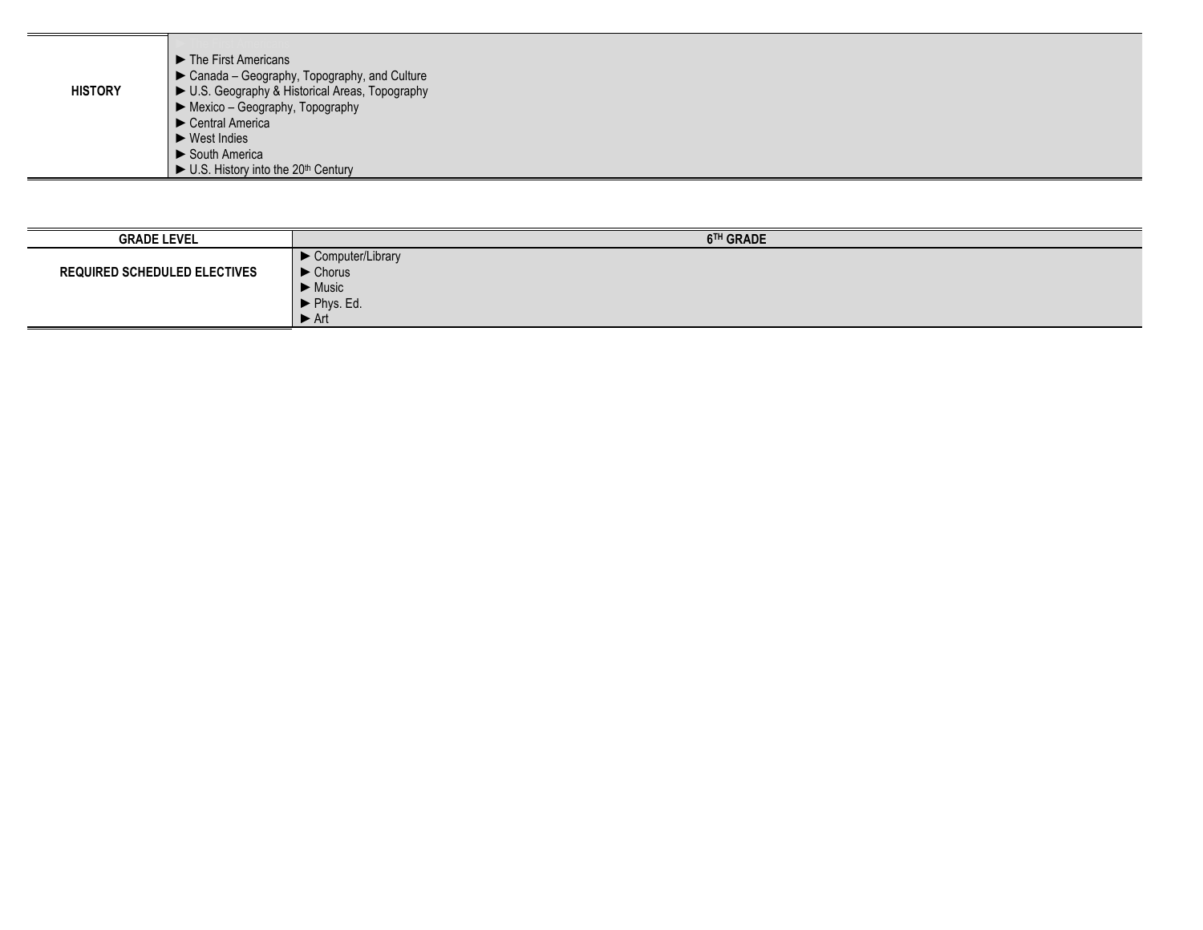| | |
|---|---|
| **HISTORY** | ► The First Americans<br>► Canada – Geography, Topography, and Culture<br>► U.S. Geography & Historical Areas, Topography<br>► Mexico – Geography, Topography<br>► Central America<br>► West Indies<br>► South America<br>► U.S. History into the 20th Century |

| **GRADE LEVEL** | **6TH GRADE** |
|---|---|
| **REQUIRED SCHEDULED ELECTIVES** | ► Computer/Library<br>► Chorus<br>► Music<br>► Phys. Ed.<br>► Art |